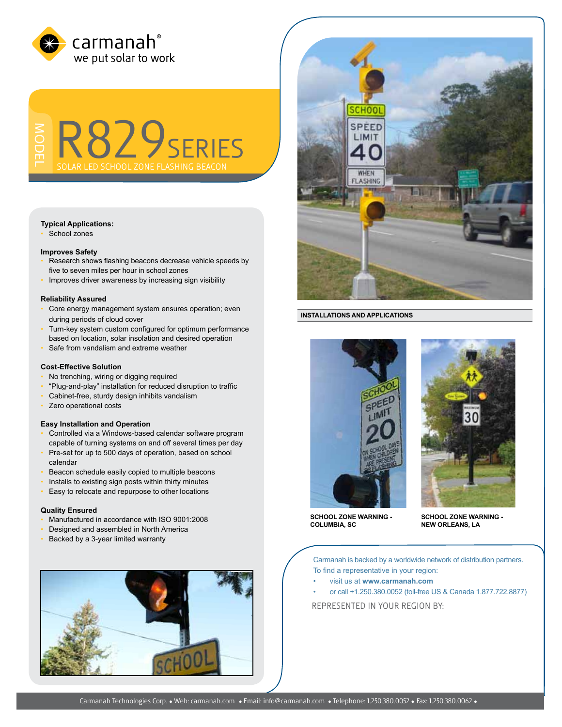carmanah®
we put solar to work

MODEL

# R829 SERIES

## SOLAR LED SCHOOL ZONE FLASHING BEACON

**Typical Applications:**

- School zones

**Improves Safety**

- Research shows flashing beacons decrease vehicle speeds by five to seven miles per hour in school zones
- Improves driver awareness by increasing sign visibility

**Reliability Assured**

- Core energy management system ensures operation; even during periods of cloud cover
- Turn-key system custom configured for optimum performance based on location, solar insolation and desired operation
- Safe from vandalism and extreme weather

**Cost-Effective Solution**

- No trenching, wiring or digging required
- "Plug-and-play" installation for reduced disruption to traffic
- Cabinet-free, sturdy design inhibits vandalism
- Zero operational costs

**Easy Installation and Operation**

- Controlled via a Windows-based calendar software program capable of turning systems on and off several times per day
- Pre-set for up to 500 days of operation, based on school calendar
- Beacon schedule easily copied to multiple beacons
- Installs to existing sign posts within thirty minutes
- Easy to relocate and repurpose to other locations

**Quality Ensured**

- Manufactured in accordance with ISO 9001:2008
- Designed and assembled in North America
- Backed by a 3-year limited warranty

**INSTALLATIONS AND APPLICATIONS**

**SCHOOL ZONE WARNING - COLUMBIA, SC**

**SCHOOL ZONE WARNING - NEW ORLEANS, LA**

Carmanah is backed by a worldwide network of distribution partners. To find a representative in your region:

- visit us at **www.carmanah.com**
- or call +1.250.380.0052 (toll-free US & Canada 1.877.722.8877)

REPRESENTED IN YOUR REGION BY:

Carmanah Technologies Corp. • Web: carmanah.com • Email: info@carmanah.com • Telephone: 1.250.380.0052 • Fax: 1.250.380.0062 •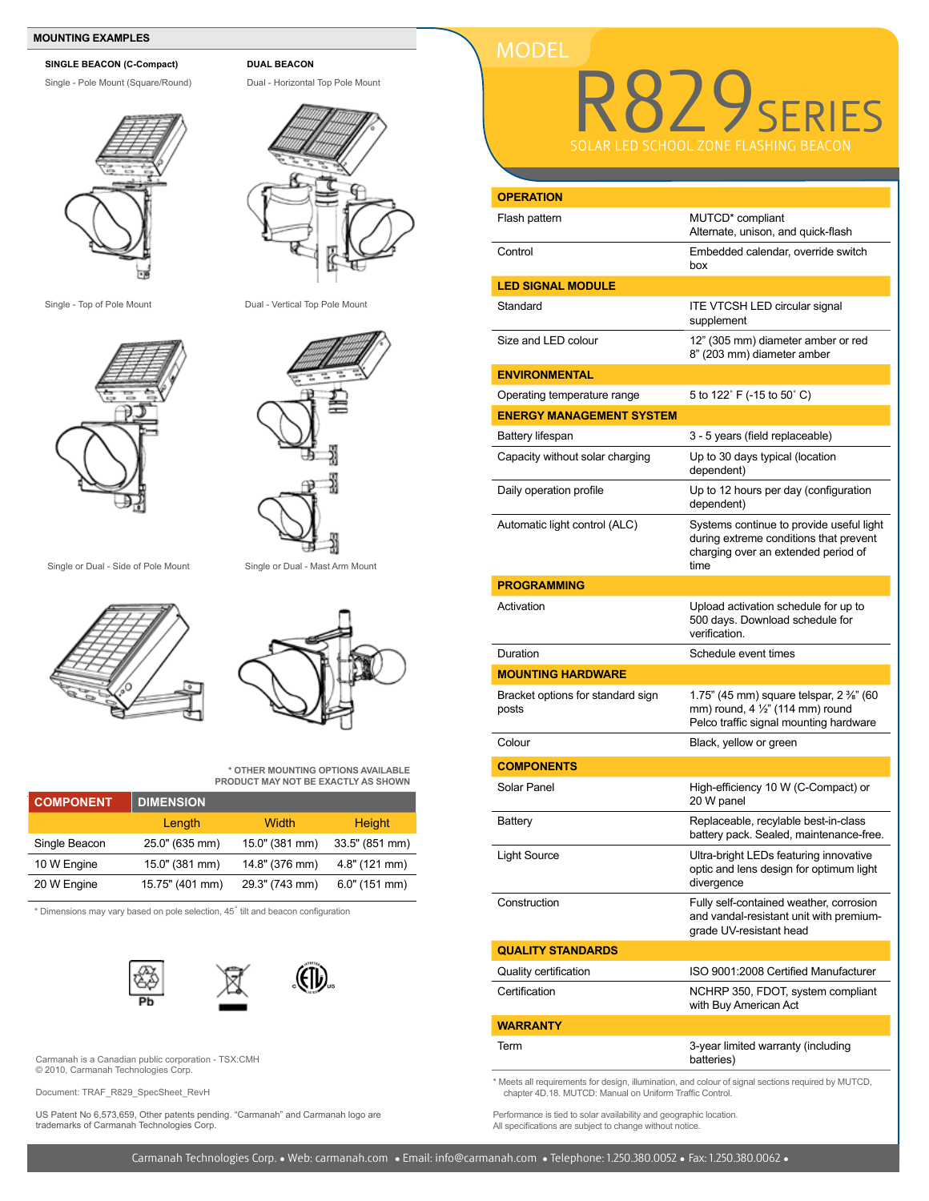## MOUNTING EXAMPLES

**SINGLE BEACON (C-Compact)**

Single - Pole Mount (Square/Round)

**DUAL BEACON**

Dual - Horizontal Top Pole Mount

Single - Top of Pole Mount

Dual - Vertical Top Pole Mount

Single or Dual - Side of Pole Mount

Single or Dual - Mast Arm Mount

\* OTHER MOUNTING OPTIONS AVAILABLE
PRODUCT MAY NOT BE EXACTLY AS SHOWN

| COMPONENT | DIMENSION | | |
|---|---|---|---|
| | Length | Width | Height |
| Single Beacon | 25.0" (635 mm) | 15.0" (381 mm) | 33.5" (851 mm) |
| 10 W Engine | 15.0" (381 mm) | 14.8" (376 mm) | 4.8" (121 mm) |
| 20 W Engine | 15.75" (401 mm) | 29.3" (743 mm) | 6.0" (151 mm) |

\* Dimensions may vary based on pole selection, 45° tilt and beacon configuration

Carmanah is a Canadian public corporation - TSX:CMH
© 2010, Carmanah Technologies Corp.

Document: TRAF_R829_SpecSheet_RevH

US Patent No 6,573,659, Other patents pending. "Carmanah" and Carmanah logo are trademarks of Carmanah Technologies Corp.

# MODEL R829 SERIES

## SOLAR LED SCHOOL ZONE FLASHING BEACON

| | |
|---|---|
| **OPERATION** | |
| Flash pattern | MUTCD* compliant<br>Alternate, unison, and quick-flash |
| Control | Embedded calendar, override switch box |
| **LED SIGNAL MODULE** | |
| Standard | ITE VTCSH LED circular signal supplement |
| Size and LED colour | 12" (305 mm) diameter amber or red<br>8" (203 mm) diameter amber |
| **ENVIRONMENTAL** | |
| Operating temperature range | 5 to 122° F (-15 to 50° C) |
| **ENERGY MANAGEMENT SYSTEM** | |
| Battery lifespan | 3 - 5 years (field replaceable) |
| Capacity without solar charging | Up to 30 days typical (location dependent) |
| Daily operation profile | Up to 12 hours per day (configuration dependent) |
| Automatic light control (ALC) | Systems continue to provide useful light during extreme conditions that prevent charging over an extended period of time |
| **PROGRAMMING** | |
| Activation | Upload activation schedule for up to 500 days. Download schedule for verification. |
| Duration | Schedule event times |
| **MOUNTING HARDWARE** | |
| Bracket options for standard sign posts | 1.75" (45 mm) square telspar, 2 ⅜" (60 mm) round, 4 ½" (114 mm) round<br>Pelco traffic signal mounting hardware |
| Colour | Black, yellow or green |
| **COMPONENTS** | |
| Solar Panel | High-efficiency 10 W (C-Compact) or 20 W panel |
| Battery | Replaceable, recylable best-in-class battery pack. Sealed, maintenance-free. |
| Light Source | Ultra-bright LEDs featuring innovative optic and lens design for optimum light divergence |
| Construction | Fully self-contained weather, corrosion and vandal-resistant unit with premium-grade UV-resistant head |
| **QUALITY STANDARDS** | |
| Quality certification | ISO 9001:2008 Certified Manufacturer |
| Certification | NCHRP 350, FDOT, system compliant with Buy American Act |
| **WARRANTY** | |
| Term | 3-year limited warranty (including batteries) |

\* Meets all requirements for design, illumination, and colour of signal sections required by MUTCD, chapter 4D.18. MUTCD: Manual on Uniform Traffic Control.

Performance is tied to solar availability and geographic location.
All specifications are subject to change without notice.

Carmanah Technologies Corp. • Web: carmanah.com • Email: info@carmanah.com • Telephone: 1.250.380.0052 • Fax: 1.250.380.0062 •